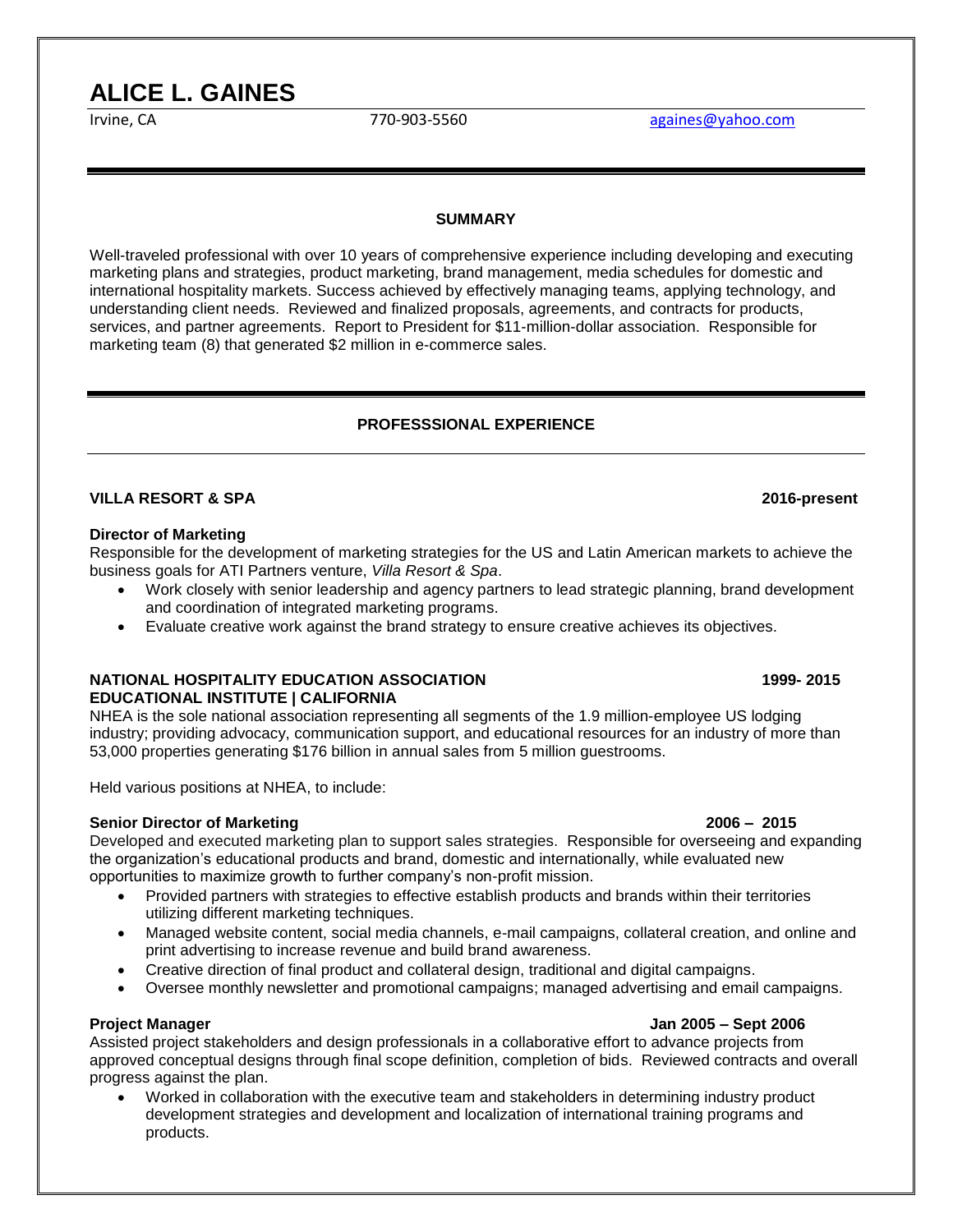# ALICE L. GAINES

Irvine, CA 770-903-5560 againes@yahoo.com

## SUMMARY

Well-traveled professional with over 10 years of comprehensive experience including developing and executing marketing plans and strategies, product marketing, brand management, media schedules for domestic and international hospitality markets. Success achieved by effectively managing teams, applying technology, and understanding client needs. Reviewed and finalized proposals, agreements, and contracts for products, services, and partner agreements. Report to President for $11-million-dollar association. Responsible for marketing team (8) that generated $2 million in e-commerce sales.

## PROFESSSIONAL EXPERIENCE

**VILLA RESORT & SPA** **2016-present**

**Director of Marketing**
Responsible for the development of marketing strategies for the US and Latin American markets to achieve the business goals for ATI Partners venture, *Villa Resort & Spa*.

- Work closely with senior leadership and agency partners to lead strategic planning, brand development and coordination of integrated marketing programs.
- Evaluate creative work against the brand strategy to ensure creative achieves its objectives.

**NATIONAL HOSPITALITY EDUCATION ASSOCIATION** **1999- 2015**
**EDUCATIONAL INSTITUTE | CALIFORNIA**
NHEA is the sole national association representing all segments of the 1.9 million-employee US lodging industry; providing advocacy, communication support, and educational resources for an industry of more than 53,000 properties generating $176 billion in annual sales from 5 million guestrooms.

Held various positions at NHEA, to include:

**Senior Director of Marketing** **2006 – 2015**
Developed and executed marketing plan to support sales strategies. Responsible for overseeing and expanding the organization's educational products and brand, domestic and internationally, while evaluated new opportunities to maximize growth to further company's non-profit mission.

- Provided partners with strategies to effective establish products and brands within their territories utilizing different marketing techniques.
- Managed website content, social media channels, e-mail campaigns, collateral creation, and online and print advertising to increase revenue and build brand awareness.
- Creative direction of final product and collateral design, traditional and digital campaigns.
- Oversee monthly newsletter and promotional campaigns; managed advertising and email campaigns.

**Project Manager** **Jan 2005 – Sept 2006**
Assisted project stakeholders and design professionals in a collaborative effort to advance projects from approved conceptual designs through final scope definition, completion of bids. Reviewed contracts and overall progress against the plan.

- Worked in collaboration with the executive team and stakeholders in determining industry product development strategies and development and localization of international training programs and products.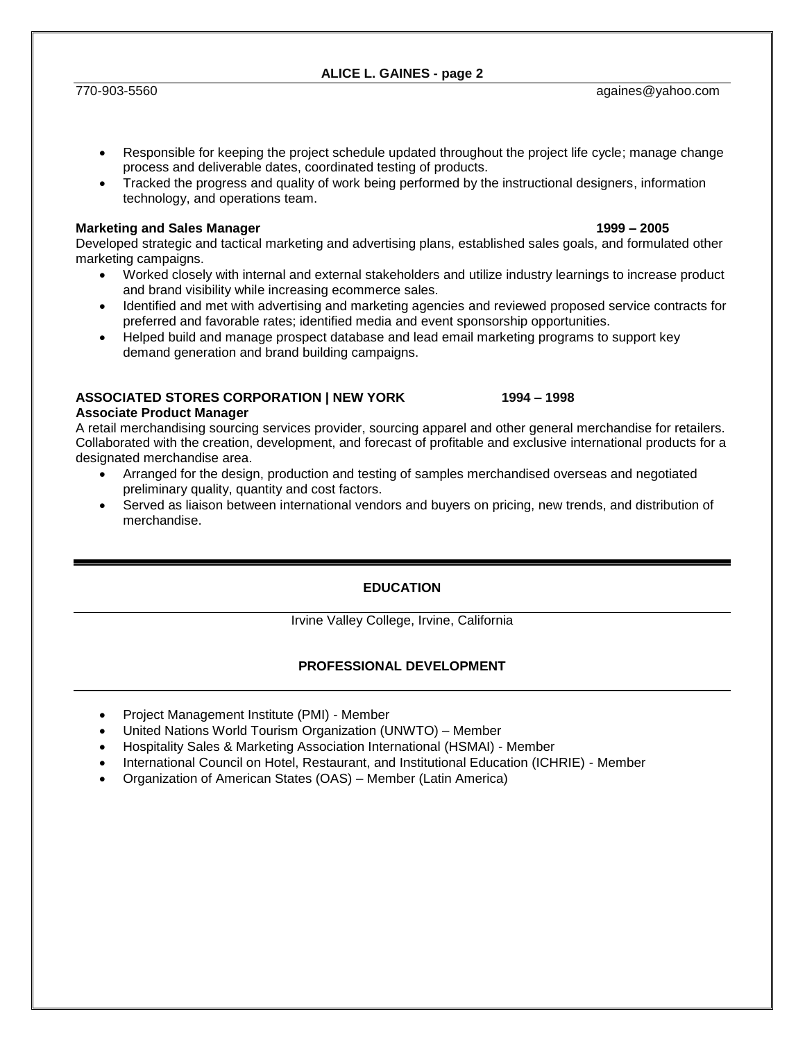- Responsible for keeping the project schedule updated throughout the project life cycle; manage change process and deliverable dates, coordinated testing of products.
- Tracked the progress and quality of work being performed by the instructional designers, information technology, and operations team.

**Marketing and Sales Manager** **1999 – 2005**

Developed strategic and tactical marketing and advertising plans, established sales goals, and formulated other marketing campaigns.

- Worked closely with internal and external stakeholders and utilize industry learnings to increase product and brand visibility while increasing ecommerce sales.
- Identified and met with advertising and marketing agencies and reviewed proposed service contracts for preferred and favorable rates; identified media and event sponsorship opportunities.
- Helped build and manage prospect database and lead email marketing programs to support key demand generation and brand building campaigns.

**ASSOCIATED STORES CORPORATION | NEW YORK** **1994 – 1998**
**Associate Product Manager**

A retail merchandising sourcing services provider, sourcing apparel and other general merchandise for retailers. Collaborated with the creation, development, and forecast of profitable and exclusive international products for a designated merchandise area.

- Arranged for the design, production and testing of samples merchandised overseas and negotiated preliminary quality, quantity and cost factors.
- Served as liaison between international vendors and buyers on pricing, new trends, and distribution of merchandise.

## EDUCATION

Irvine Valley College, Irvine, California

## PROFESSIONAL DEVELOPMENT

- Project Management Institute (PMI) - Member
- United Nations World Tourism Organization (UNWTO) – Member
- Hospitality Sales & Marketing Association International (HSMAI) - Member
- International Council on Hotel, Restaurant, and Institutional Education (ICHRIE) - Member
- Organization of American States (OAS) – Member (Latin America)